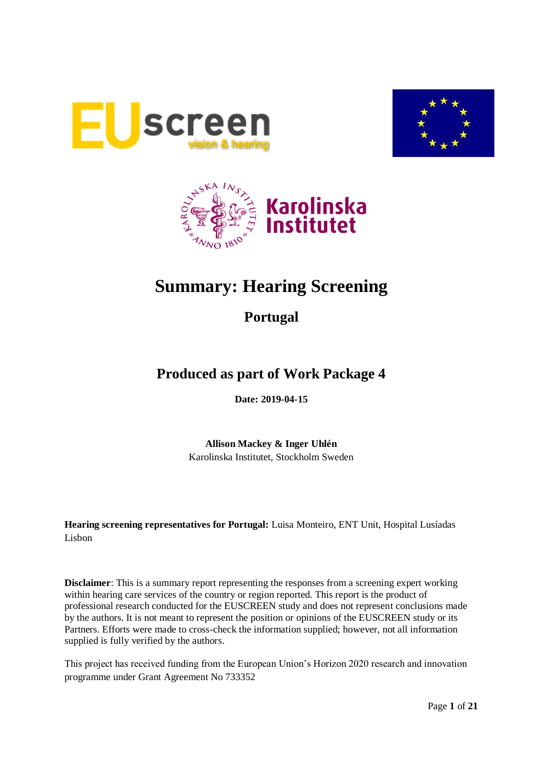# Summary: Hearing Screening

## Portugal

## Produced as part of Work Package 4

**Date: 2019-04-15**

**Allison Mackey & Inger Uhlén**
Karolinska Institutet, Stockholm Sweden

**Hearing screening representatives for Portugal:** Luisa Monteiro, ENT Unit, Hospital Lusíadas Lisbon

**Disclaimer**: This is a summary report representing the responses from a screening expert working within hearing care services of the country or region reported. This report is the product of professional research conducted for the EUSCREEN study and does not represent conclusions made by the authors. It is not meant to represent the position or opinions of the EUSCREEN study or its Partners. Efforts were made to cross-check the information supplied; however, not all information supplied is fully verified by the authors.

This project has received funding from the European Union's Horizon 2020 research and innovation programme under Grant Agreement No 733352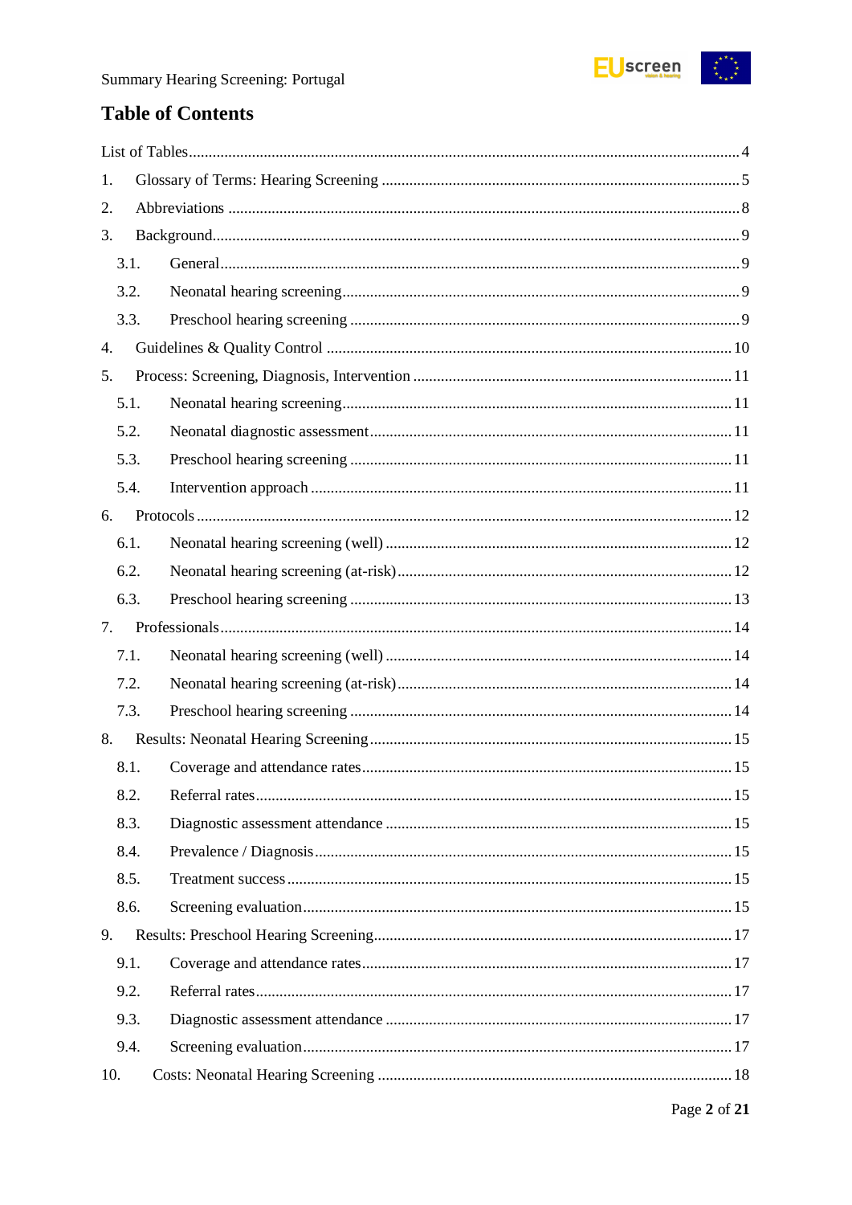# Table of Contents

List of Tables ........................................................................................................................ 4

1. Glossary of Terms: Hearing Screening ........................................................................ 5
2. Abbreviations ............................................................................................................... 8
3. Background.................................................................................................................. 9
   - 3.1. General................................................................................................................ 9
   - 3.2. Neonatal hearing screening................................................................................. 9
   - 3.3. Preschool hearing screening ............................................................................... 9
4. Guidelines & Quality Control ..................................................................................... 10
5. Process: Screening, Diagnosis, Intervention ............................................................... 11
   - 5.1. Neonatal hearing screening................................................................................ 11
   - 5.2. Neonatal diagnostic assessment......................................................................... 11
   - 5.3. Preschool hearing screening .............................................................................. 11
   - 5.4. Intervention approach ........................................................................................ 11
6. Protocols .................................................................................................................... 12
   - 6.1. Neonatal hearing screening (well) ..................................................................... 12
   - 6.2. Neonatal hearing screening (at-risk).................................................................. 12
   - 6.3. Preschool hearing screening .............................................................................. 13
7. Professionals............................................................................................................... 14
   - 7.1. Neonatal hearing screening (well) ..................................................................... 14
   - 7.2. Neonatal hearing screening (at-risk).................................................................. 14
   - 7.3. Preschool hearing screening .............................................................................. 14
8. Results: Neonatal Hearing Screening .......................................................................... 15
   - 8.1. Coverage and attendance rates........................................................................... 15
   - 8.2. Referral rates...................................................................................................... 15
   - 8.3. Diagnostic assessment attendance ..................................................................... 15
   - 8.4. Prevalence / Diagnosis....................................................................................... 15
   - 8.5. Treatment success .............................................................................................. 15
   - 8.6. Screening evaluation.......................................................................................... 15
9. Results: Preschool Hearing Screening......................................................................... 17
   - 9.1. Coverage and attendance rates........................................................................... 17
   - 9.2. Referral rates...................................................................................................... 17
   - 9.3. Diagnostic assessment attendance ..................................................................... 17
   - 9.4. Screening evaluation.......................................................................................... 17
10. Costs: Neonatal Hearing Screening ........................................................................ 18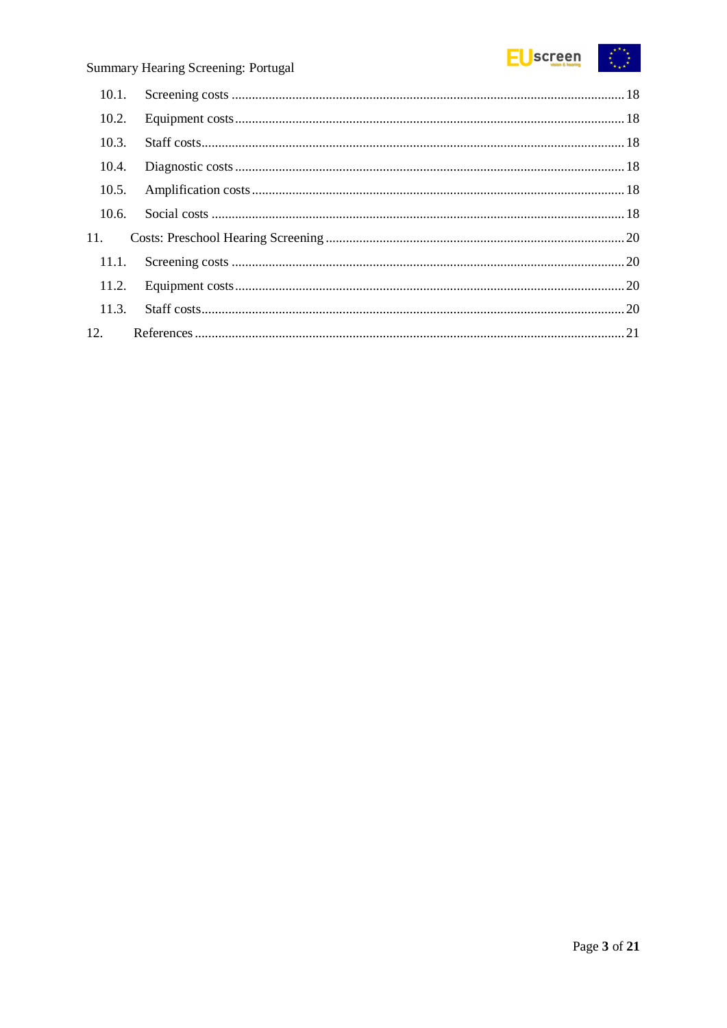10.1. Screening costs ........................................................................................................ 18

10.2. Equipment costs ....................................................................................................... 18

10.3. Staff costs ................................................................................................................ 18

10.4. Diagnostic costs ....................................................................................................... 18

10.5. Amplification costs .................................................................................................. 18

10.6. Social costs .............................................................................................................. 18

11. Costs: Preschool Hearing Screening ........................................................................... 20

11.1. Screening costs ........................................................................................................ 20

11.2. Equipment costs ....................................................................................................... 20

11.3. Staff costs ................................................................................................................ 20

12. References .................................................................................................................. 21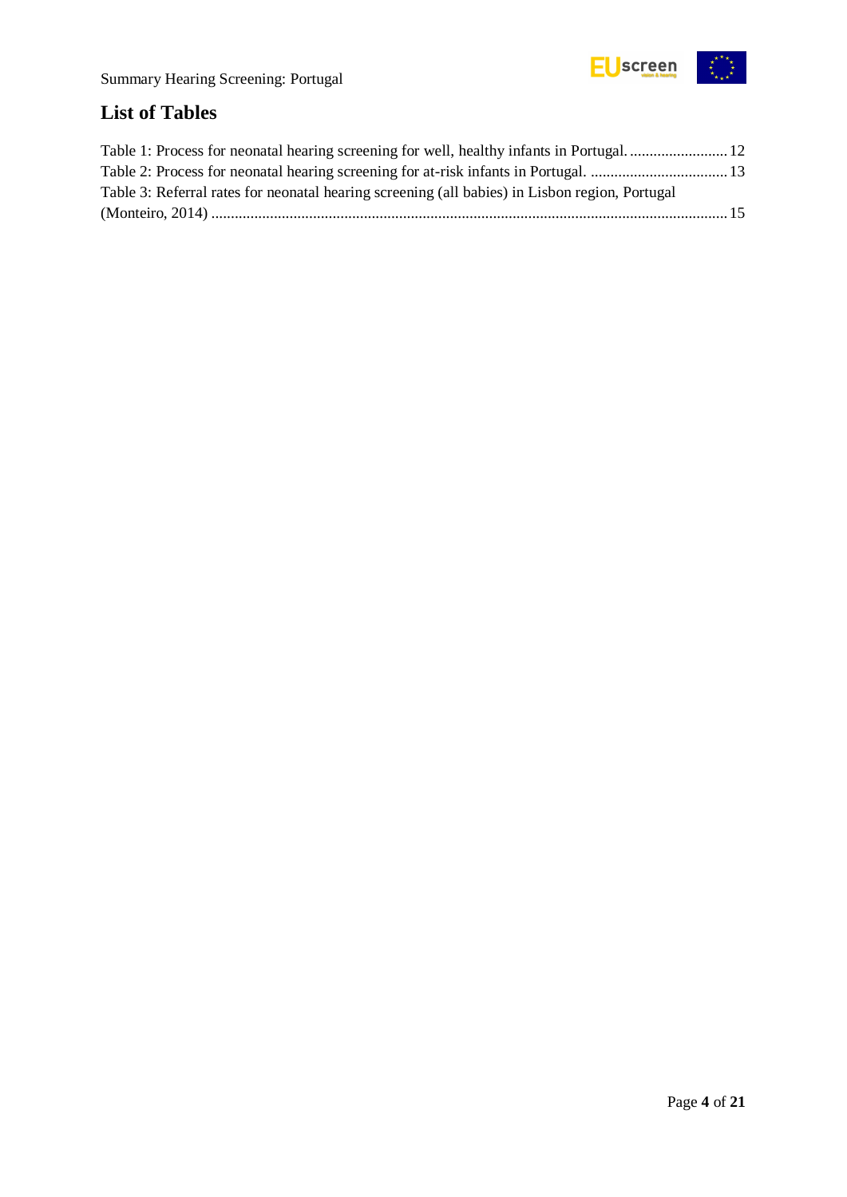## List of Tables

Table 1: Process for neonatal hearing screening for well, healthy infants in Portugal. ......................... 12
Table 2: Process for neonatal hearing screening for at-risk infants in Portugal. ................................... 13
Table 3: Referral rates for neonatal hearing screening (all babies) in Lisbon region, Portugal (Monteiro, 2014) .................................................................................................................................... 15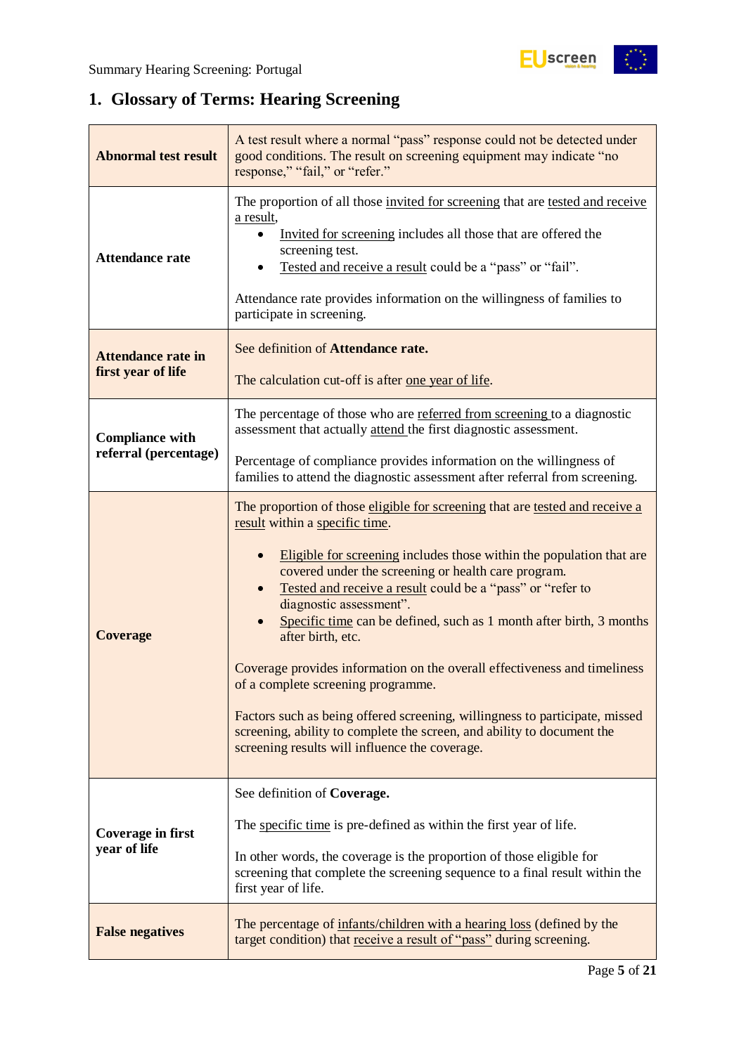## 1. Glossary of Terms: Hearing Screening

| | |
|---|---|
| **Abnormal test result** | A test result where a normal "pass" response could not be detected under good conditions. The result on screening equipment may indicate "no response," "fail," or "refer." |
| **Attendance rate** | The proportion of all those invited for screening that are tested and receive a result,<br>• Invited for screening includes all those that are offered the screening test.<br>• Tested and receive a result could be a "pass" or "fail".<br><br>Attendance rate provides information on the willingness of families to participate in screening. |
| **Attendance rate in first year of life** | See definition of **Attendance rate.**<br><br>The calculation cut-off is after one year of life. |
| **Compliance with referral (percentage)** | The percentage of those who are referred from screening to a diagnostic assessment that actually attend the first diagnostic assessment.<br><br>Percentage of compliance provides information on the willingness of families to attend the diagnostic assessment after referral from screening. |
| **Coverage** | The proportion of those eligible for screening that are tested and receive a result within a specific time.<br><br>• Eligible for screening includes those within the population that are covered under the screening or health care program.<br>• Tested and receive a result could be a "pass" or "refer to diagnostic assessment".<br>• Specific time can be defined, such as 1 month after birth, 3 months after birth, etc.<br><br>Coverage provides information on the overall effectiveness and timeliness of a complete screening programme.<br><br>Factors such as being offered screening, willingness to participate, missed screening, ability to complete the screen, and ability to document the screening results will influence the coverage. |
| **Coverage in first year of life** | See definition of **Coverage.**<br><br>The specific time is pre-defined as within the first year of life.<br><br>In other words, the coverage is the proportion of those eligible for screening that complete the screening sequence to a final result within the first year of life. |
| **False negatives** | The percentage of infants/children with a hearing loss (defined by the target condition) that receive a result of "pass" during screening. |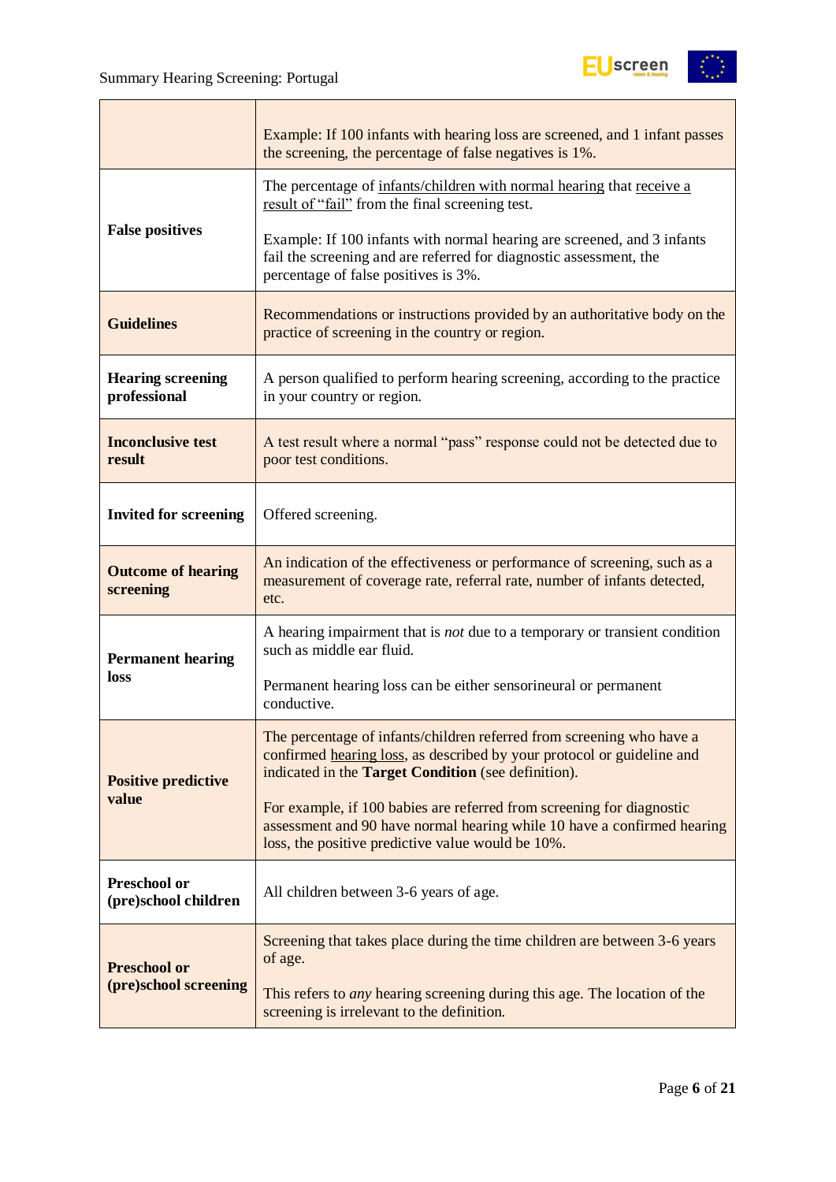| | |
|---|---|
| | Example: If 100 infants with hearing loss are screened, and 1 infant passes the screening, the percentage of false negatives is 1%. |
| **False positives** | The percentage of infants/children with normal hearing that receive a result of "fail" from the final screening test.<br><br>Example: If 100 infants with normal hearing are screened, and 3 infants fail the screening and are referred for diagnostic assessment, the percentage of false positives is 3%. |
| **Guidelines** | Recommendations or instructions provided by an authoritative body on the practice of screening in the country or region. |
| **Hearing screening professional** | A person qualified to perform hearing screening, according to the practice in your country or region. |
| **Inconclusive test result** | A test result where a normal "pass" response could not be detected due to poor test conditions. |
| **Invited for screening** | Offered screening. |
| **Outcome of hearing screening** | An indication of the effectiveness or performance of screening, such as a measurement of coverage rate, referral rate, number of infants detected, etc. |
| **Permanent hearing loss** | A hearing impairment that is *not* due to a temporary or transient condition such as middle ear fluid.<br><br>Permanent hearing loss can be either sensorineural or permanent conductive. |
| **Positive predictive value** | The percentage of infants/children referred from screening who have a confirmed hearing loss, as described by your protocol or guideline and indicated in the **Target Condition** (see definition).<br><br>For example, if 100 babies are referred from screening for diagnostic assessment and 90 have normal hearing while 10 have a confirmed hearing loss, the positive predictive value would be 10%. |
| **Preschool or (pre)school children** | All children between 3-6 years of age. |
| **Preschool or (pre)school screening** | Screening that takes place during the time children are between 3-6 years of age.<br><br>This refers to *any* hearing screening during this age. The location of the screening is irrelevant to the definition. |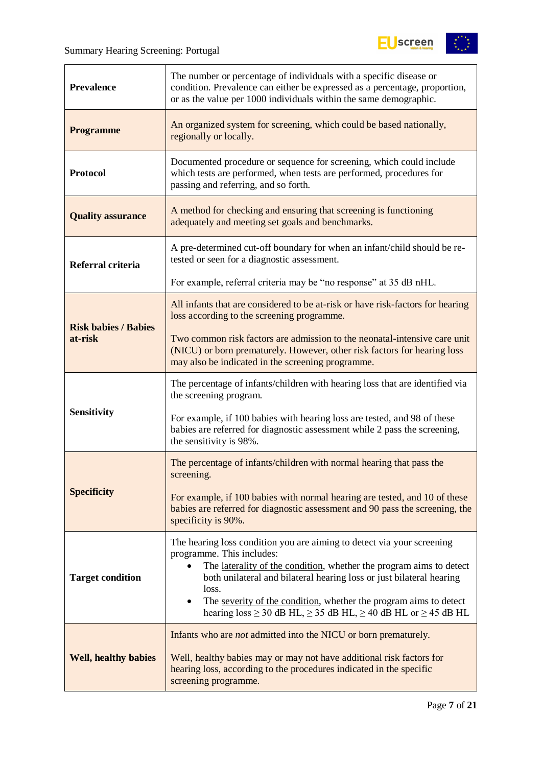| | |
|---|---|
| **Prevalence** | The number or percentage of individuals with a specific disease or condition. Prevalence can either be expressed as a percentage, proportion, or as the value per 1000 individuals within the same demographic. |
| **Programme** | An organized system for screening, which could be based nationally, regionally or locally. |
| **Protocol** | Documented procedure or sequence for screening, which could include which tests are performed, when tests are performed, procedures for passing and referring, and so forth. |
| **Quality assurance** | A method for checking and ensuring that screening is functioning adequately and meeting set goals and benchmarks. |
| **Referral criteria** | A pre-determined cut-off boundary for when an infant/child should be re-tested or seen for a diagnostic assessment.<br><br>For example, referral criteria may be “no response” at 35 dB nHL. |
| **Risk babies / Babies at-risk** | All infants that are considered to be at-risk or have risk-factors for hearing loss according to the screening programme.<br><br>Two common risk factors are admission to the neonatal-intensive care unit (NICU) or born prematurely. However, other risk factors for hearing loss may also be indicated in the screening programme. |
| **Sensitivity** | The percentage of infants/children with hearing loss that are identified via the screening program.<br><br>For example, if 100 babies with hearing loss are tested, and 98 of these babies are referred for diagnostic assessment while 2 pass the screening, the sensitivity is 98%. |
| **Specificity** | The percentage of infants/children with normal hearing that pass the screening.<br><br>For example, if 100 babies with normal hearing are tested, and 10 of these babies are referred for diagnostic assessment and 90 pass the screening, the specificity is 90%. |
| **Target condition** | The hearing loss condition you are aiming to detect via your screening programme. This includes:<br>• The laterality of the condition, whether the program aims to detect both unilateral and bilateral hearing loss or just bilateral hearing loss.<br>• The severity of the condition, whether the program aims to detect hearing loss ≥ 30 dB HL, ≥ 35 dB HL, ≥ 40 dB HL or ≥ 45 dB HL |
| **Well, healthy babies** | Infants who are *not* admitted into the NICU or born prematurely.<br><br>Well, healthy babies may or may not have additional risk factors for hearing loss, according to the procedures indicated in the specific screening programme. |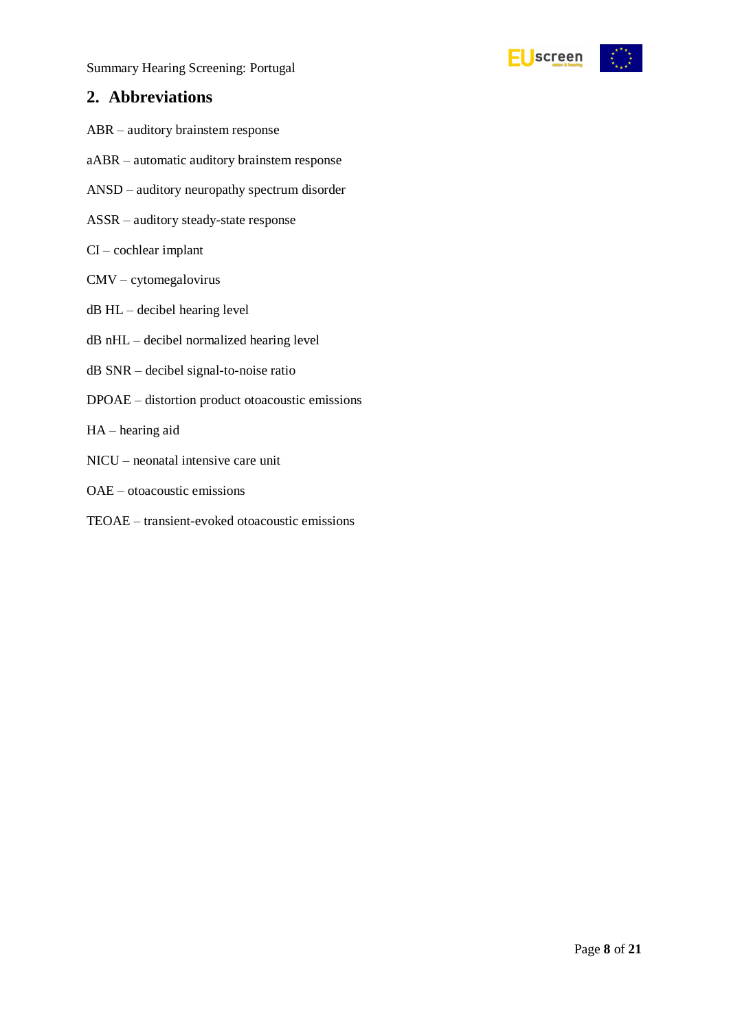## 2. Abbreviations

ABR – auditory brainstem response

aABR – automatic auditory brainstem response

ANSD – auditory neuropathy spectrum disorder

ASSR – auditory steady-state response

CI – cochlear implant

CMV – cytomegalovirus

dB HL – decibel hearing level

dB nHL – decibel normalized hearing level

dB SNR – decibel signal-to-noise ratio

DPOAE – distortion product otoacoustic emissions

HA – hearing aid

NICU – neonatal intensive care unit

OAE – otoacoustic emissions

TEOAE – transient-evoked otoacoustic emissions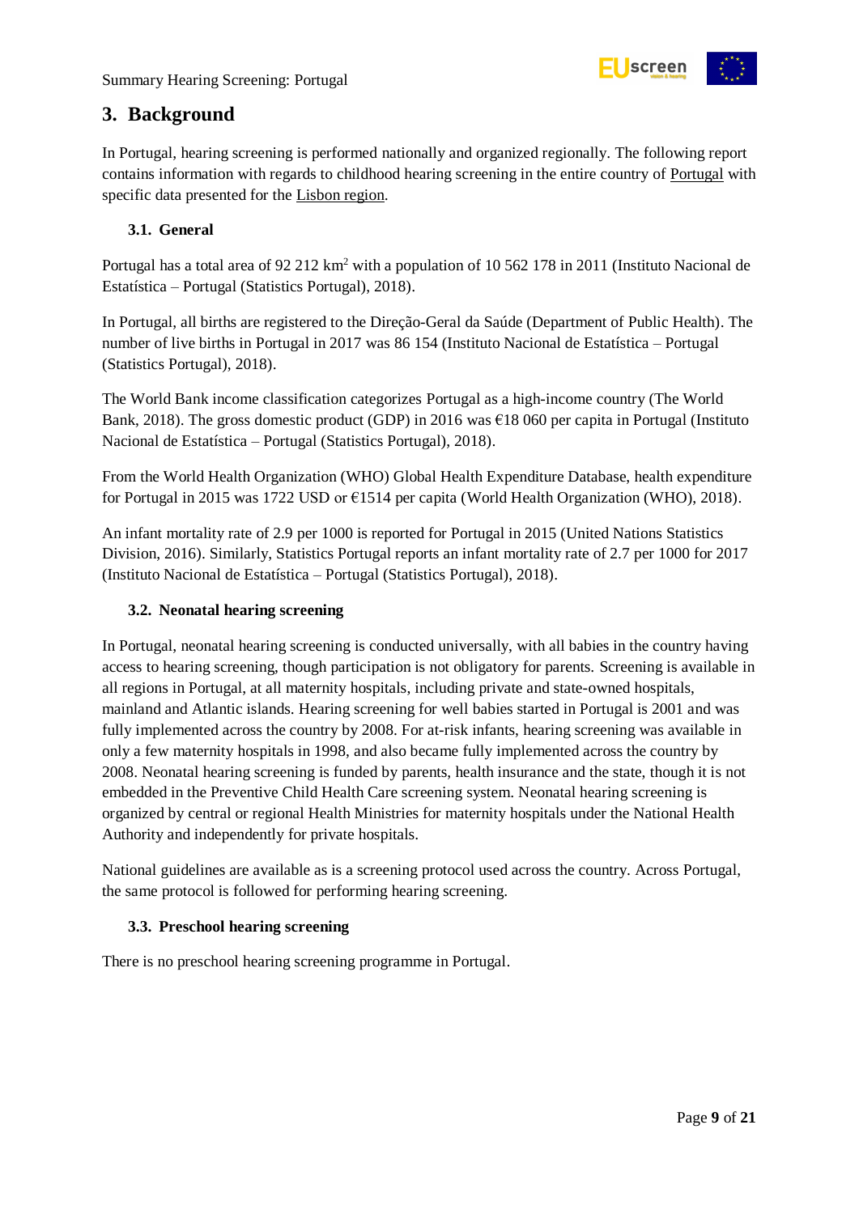# 3. Background

In Portugal, hearing screening is performed nationally and organized regionally. The following report contains information with regards to childhood hearing screening in the entire country of Portugal with specific data presented for the Lisbon region.

## 3.1. General

Portugal has a total area of 92 212 km$^2$ with a population of 10 562 178 in 2011 (Instituto Nacional de Estatística – Portugal (Statistics Portugal), 2018).

In Portugal, all births are registered to the Direção-Geral da Saúde (Department of Public Health). The number of live births in Portugal in 2017 was 86 154 (Instituto Nacional de Estatística – Portugal (Statistics Portugal), 2018).

The World Bank income classification categorizes Portugal as a high-income country (The World Bank, 2018). The gross domestic product (GDP) in 2016 was €18 060 per capita in Portugal (Instituto Nacional de Estatística – Portugal (Statistics Portugal), 2018).

From the World Health Organization (WHO) Global Health Expenditure Database, health expenditure for Portugal in 2015 was 1722 USD or €1514 per capita (World Health Organization (WHO), 2018).

An infant mortality rate of 2.9 per 1000 is reported for Portugal in 2015 (United Nations Statistics Division, 2016). Similarly, Statistics Portugal reports an infant mortality rate of 2.7 per 1000 for 2017 (Instituto Nacional de Estatística – Portugal (Statistics Portugal), 2018).

## 3.2. Neonatal hearing screening

In Portugal, neonatal hearing screening is conducted universally, with all babies in the country having access to hearing screening, though participation is not obligatory for parents. Screening is available in all regions in Portugal, at all maternity hospitals, including private and state-owned hospitals, mainland and Atlantic islands. Hearing screening for well babies started in Portugal is 2001 and was fully implemented across the country by 2008. For at-risk infants, hearing screening was available in only a few maternity hospitals in 1998, and also became fully implemented across the country by 2008. Neonatal hearing screening is funded by parents, health insurance and the state, though it is not embedded in the Preventive Child Health Care screening system. Neonatal hearing screening is organized by central or regional Health Ministries for maternity hospitals under the National Health Authority and independently for private hospitals.

National guidelines are available as is a screening protocol used across the country. Across Portugal, the same protocol is followed for performing hearing screening.

## 3.3. Preschool hearing screening

There is no preschool hearing screening programme in Portugal.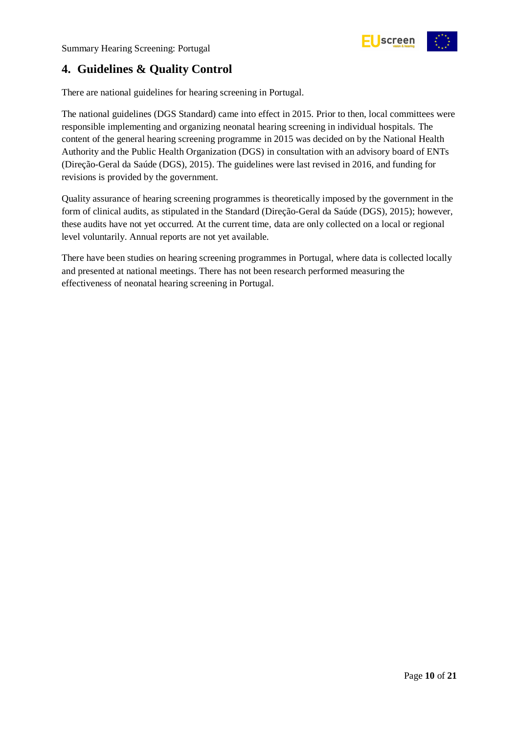## 4. Guidelines & Quality Control

There are national guidelines for hearing screening in Portugal.

The national guidelines (DGS Standard) came into effect in 2015. Prior to then, local committees were responsible implementing and organizing neonatal hearing screening in individual hospitals. The content of the general hearing screening programme in 2015 was decided on by the National Health Authority and the Public Health Organization (DGS) in consultation with an advisory board of ENTs (Direção-Geral da Saúde (DGS), 2015). The guidelines were last revised in 2016, and funding for revisions is provided by the government.

Quality assurance of hearing screening programmes is theoretically imposed by the government in the form of clinical audits, as stipulated in the Standard (Direção-Geral da Saúde (DGS), 2015); however, these audits have not yet occurred. At the current time, data are only collected on a local or regional level voluntarily. Annual reports are not yet available.

There have been studies on hearing screening programmes in Portugal, where data is collected locally and presented at national meetings. There has not been research performed measuring the effectiveness of neonatal hearing screening in Portugal.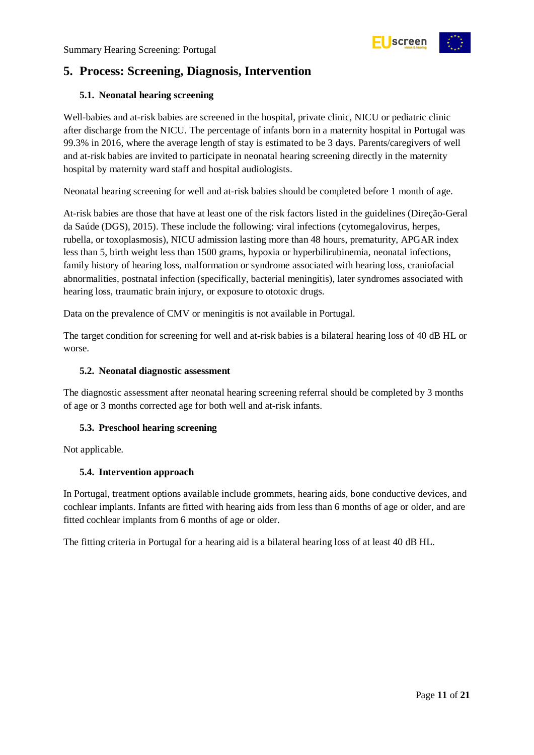## 5. Process: Screening, Diagnosis, Intervention

### 5.1. Neonatal hearing screening

Well-babies and at-risk babies are screened in the hospital, private clinic, NICU or pediatric clinic after discharge from the NICU. The percentage of infants born in a maternity hospital in Portugal was 99.3% in 2016, where the average length of stay is estimated to be 3 days. Parents/caregivers of well and at-risk babies are invited to participate in neonatal hearing screening directly in the maternity hospital by maternity ward staff and hospital audiologists.

Neonatal hearing screening for well and at-risk babies should be completed before 1 month of age.

At-risk babies are those that have at least one of the risk factors listed in the guidelines (Direção-Geral da Saúde (DGS), 2015). These include the following: viral infections (cytomegalovirus, herpes, rubella, or toxoplasmosis), NICU admission lasting more than 48 hours, prematurity, APGAR index less than 5, birth weight less than 1500 grams, hypoxia or hyperbilirubinemia, neonatal infections, family history of hearing loss, malformation or syndrome associated with hearing loss, craniofacial abnormalities, postnatal infection (specifically, bacterial meningitis), later syndromes associated with hearing loss, traumatic brain injury, or exposure to ototoxic drugs.

Data on the prevalence of CMV or meningitis is not available in Portugal.

The target condition for screening for well and at-risk babies is a bilateral hearing loss of 40 dB HL or worse.

### 5.2. Neonatal diagnostic assessment

The diagnostic assessment after neonatal hearing screening referral should be completed by 3 months of age or 3 months corrected age for both well and at-risk infants.

### 5.3. Preschool hearing screening

Not applicable.

### 5.4. Intervention approach

In Portugal, treatment options available include grommets, hearing aids, bone conductive devices, and cochlear implants. Infants are fitted with hearing aids from less than 6 months of age or older, and are fitted cochlear implants from 6 months of age or older.

The fitting criteria in Portugal for a hearing aid is a bilateral hearing loss of at least 40 dB HL.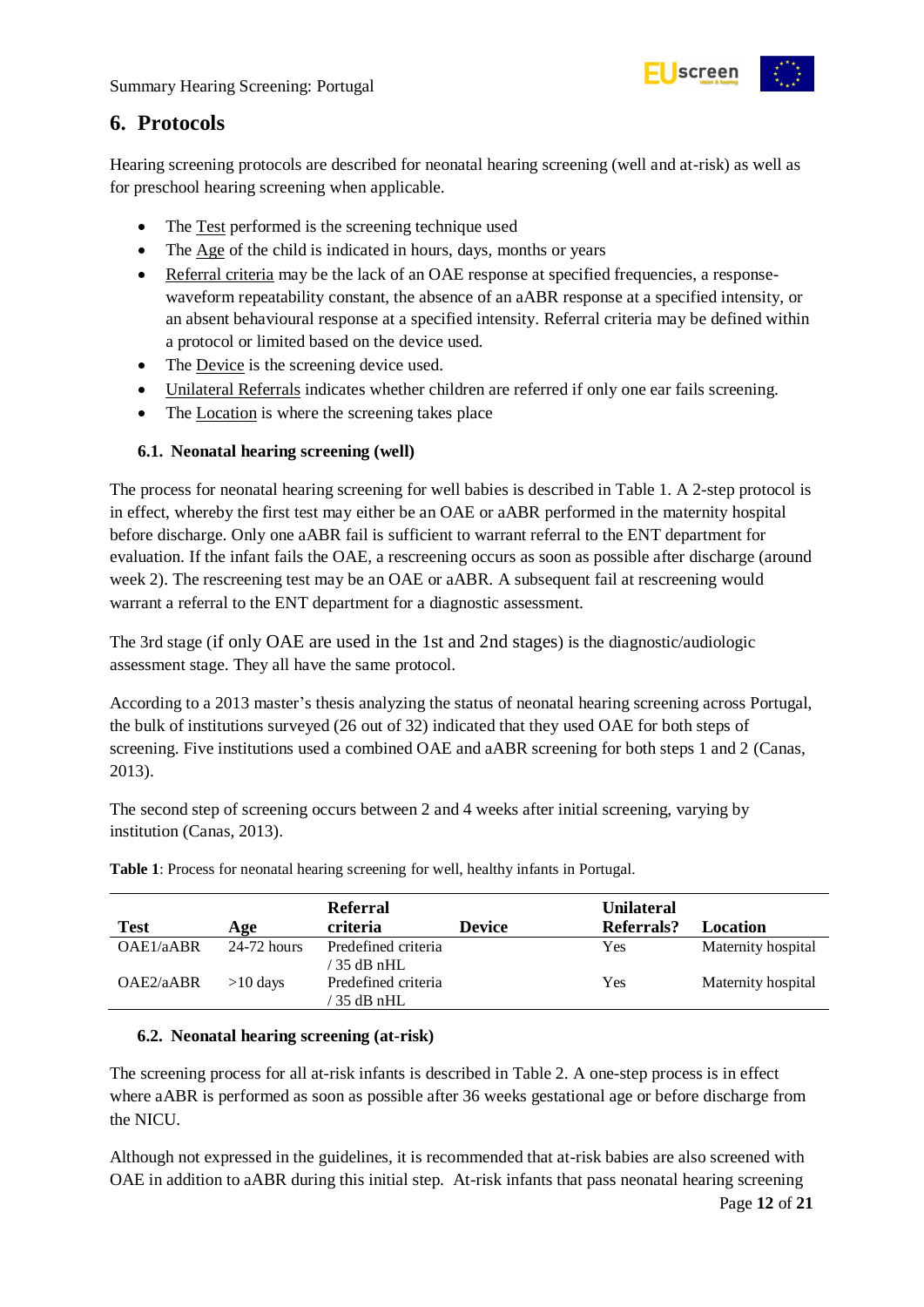## 6. Protocols

Hearing screening protocols are described for neonatal hearing screening (well and at-risk) as well as for preschool hearing screening when applicable.

- The Test performed is the screening technique used
- The Age of the child is indicated in hours, days, months or years
- Referral criteria may be the lack of an OAE response at specified frequencies, a response-waveform repeatability constant, the absence of an aABR response at a specified intensity, or an absent behavioural response at a specified intensity. Referral criteria may be defined within a protocol or limited based on the device used.
- The Device is the screening device used.
- Unilateral Referrals indicates whether children are referred if only one ear fails screening.
- The Location is where the screening takes place

### 6.1. Neonatal hearing screening (well)

The process for neonatal hearing screening for well babies is described in Table 1. A 2-step protocol is in effect, whereby the first test may either be an OAE or aABR performed in the maternity hospital before discharge. Only one aABR fail is sufficient to warrant referral to the ENT department for evaluation. If the infant fails the OAE, a rescreening occurs as soon as possible after discharge (around week 2). The rescreening test may be an OAE or aABR. A subsequent fail at rescreening would warrant a referral to the ENT department for a diagnostic assessment.

The 3rd stage (if only OAE are used in the 1st and 2nd stages) is the diagnostic/audiologic assessment stage. They all have the same protocol.

According to a 2013 master's thesis analyzing the status of neonatal hearing screening across Portugal, the bulk of institutions surveyed (26 out of 32) indicated that they used OAE for both steps of screening. Five institutions used a combined OAE and aABR screening for both steps 1 and 2 (Canas, 2013).

The second step of screening occurs between 2 and 4 weeks after initial screening, varying by institution (Canas, 2013).

**Table 1**: Process for neonatal hearing screening for well, healthy infants in Portugal.

| Test | Age | Referral criteria | Device | Unilateral Referrals? | Location |
|---|---|---|---|---|---|
| OAE1/aABR | 24-72 hours | Predefined criteria / 35 dB nHL | | Yes | Maternity hospital |
| OAE2/aABR | >10 days | Predefined criteria / 35 dB nHL | | Yes | Maternity hospital |

### 6.2. Neonatal hearing screening (at-risk)

The screening process for all at-risk infants is described in Table 2. A one-step process is in effect where aABR is performed as soon as possible after 36 weeks gestational age or before discharge from the NICU.

Although not expressed in the guidelines, it is recommended that at-risk babies are also screened with OAE in addition to aABR during this initial step. At-risk infants that pass neonatal hearing screening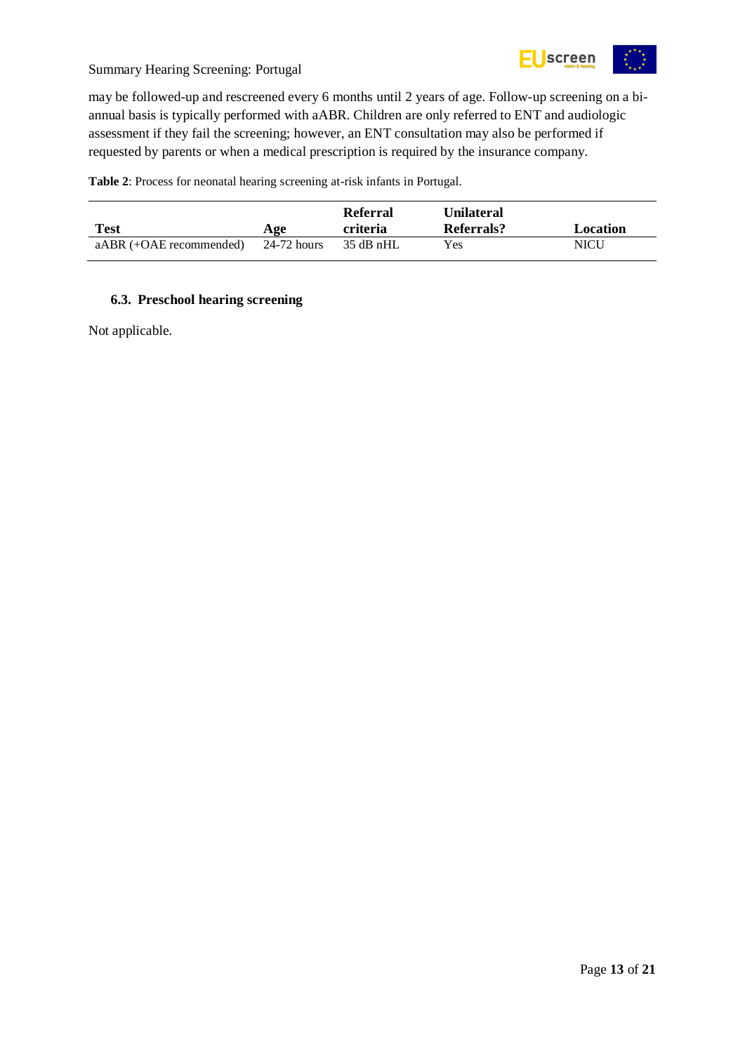may be followed-up and rescreened every 6 months until 2 years of age. Follow-up screening on a bi-annual basis is typically performed with aABR. Children are only referred to ENT and audiologic assessment if they fail the screening; however, an ENT consultation may also be performed if requested by parents or when a medical prescription is required by the insurance company.

**Table 2**: Process for neonatal hearing screening at-risk infants in Portugal.

| Test | Age | Referral criteria | Unilateral Referrals? | Location |
|---|---|---|---|---|
| aABR (+OAE recommended) | 24-72 hours | 35 dB nHL | Yes | NICU |

### 6.3. Preschool hearing screening

Not applicable.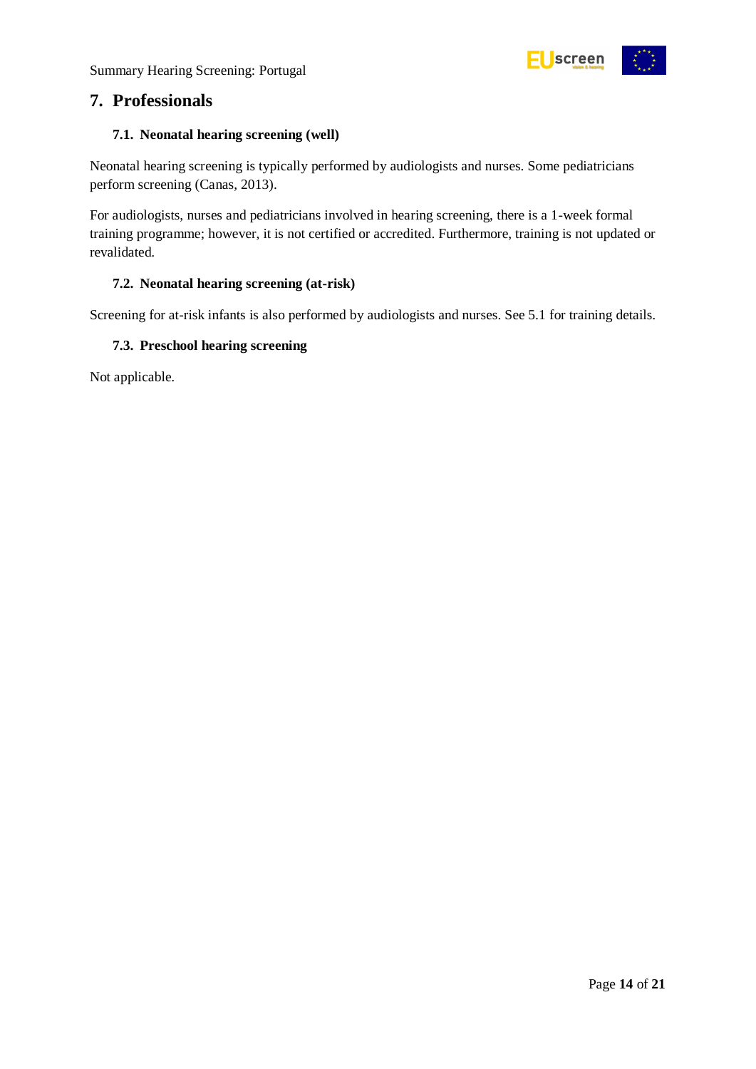## 7. Professionals

### 7.1. Neonatal hearing screening (well)

Neonatal hearing screening is typically performed by audiologists and nurses. Some pediatricians perform screening (Canas, 2013).

For audiologists, nurses and pediatricians involved in hearing screening, there is a 1-week formal training programme; however, it is not certified or accredited. Furthermore, training is not updated or revalidated.

### 7.2. Neonatal hearing screening (at-risk)

Screening for at-risk infants is also performed by audiologists and nurses. See 5.1 for training details.

### 7.3. Preschool hearing screening

Not applicable.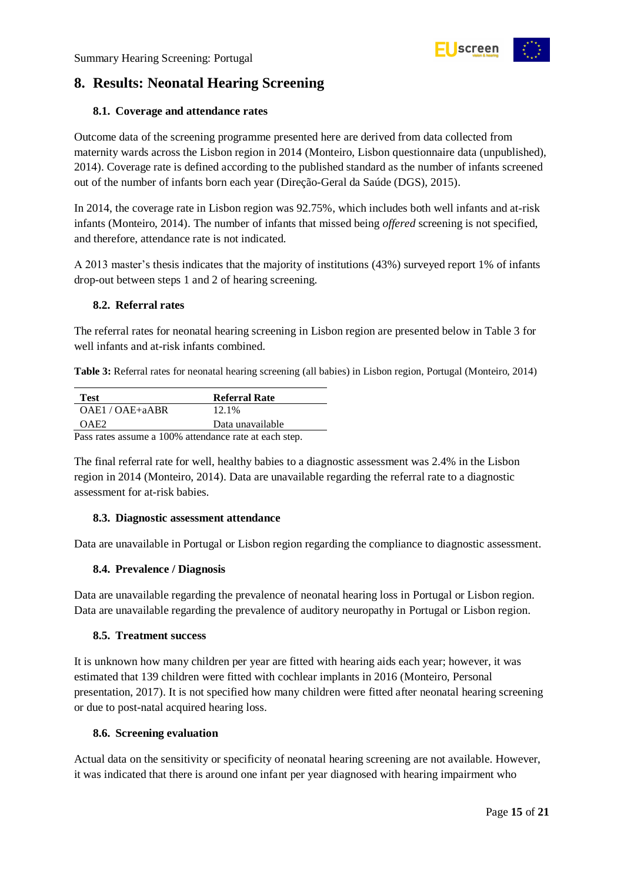# 8. Results: Neonatal Hearing Screening

## 8.1. Coverage and attendance rates

Outcome data of the screening programme presented here are derived from data collected from maternity wards across the Lisbon region in 2014 (Monteiro, Lisbon questionnaire data (unpublished), 2014). Coverage rate is defined according to the published standard as the number of infants screened out of the number of infants born each year (Direção-Geral da Saúde (DGS), 2015).

In 2014, the coverage rate in Lisbon region was 92.75%, which includes both well infants and at-risk infants (Monteiro, 2014). The number of infants that missed being *offered* screening is not specified, and therefore, attendance rate is not indicated.

A 2013 master's thesis indicates that the majority of institutions (43%) surveyed report 1% of infants drop-out between steps 1 and 2 of hearing screening.

## 8.2. Referral rates

The referral rates for neonatal hearing screening in Lisbon region are presented below in Table 3 for well infants and at-risk infants combined.

**Table 3:** Referral rates for neonatal hearing screening (all babies) in Lisbon region, Portugal (Monteiro, 2014)

| Test | Referral Rate |
|---|---|
| OAE1 / OAE+aABR | 12.1% |
| OAE2 | Data unavailable |

Pass rates assume a 100% attendance rate at each step.

The final referral rate for well, healthy babies to a diagnostic assessment was 2.4% in the Lisbon region in 2014 (Monteiro, 2014). Data are unavailable regarding the referral rate to a diagnostic assessment for at-risk babies.

## 8.3. Diagnostic assessment attendance

Data are unavailable in Portugal or Lisbon region regarding the compliance to diagnostic assessment.

## 8.4. Prevalence / Diagnosis

Data are unavailable regarding the prevalence of neonatal hearing loss in Portugal or Lisbon region. Data are unavailable regarding the prevalence of auditory neuropathy in Portugal or Lisbon region.

## 8.5. Treatment success

It is unknown how many children per year are fitted with hearing aids each year; however, it was estimated that 139 children were fitted with cochlear implants in 2016 (Monteiro, Personal presentation, 2017). It is not specified how many children were fitted after neonatal hearing screening or due to post-natal acquired hearing loss.

## 8.6. Screening evaluation

Actual data on the sensitivity or specificity of neonatal hearing screening are not available. However, it was indicated that there is around one infant per year diagnosed with hearing impairment who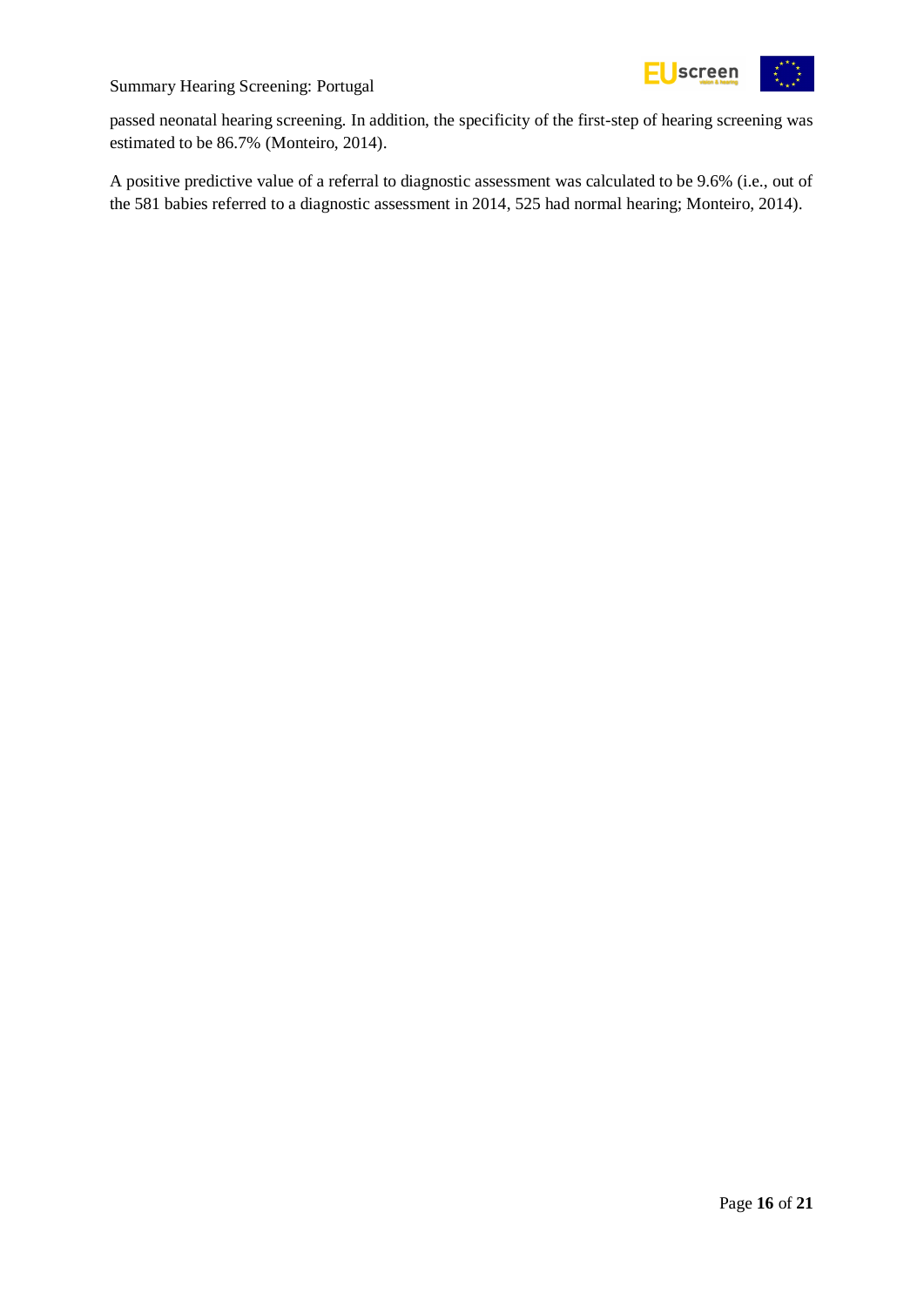passed neonatal hearing screening. In addition, the specificity of the first-step of hearing screening was estimated to be 86.7% (Monteiro, 2014).

A positive predictive value of a referral to diagnostic assessment was calculated to be 9.6% (i.e., out of the 581 babies referred to a diagnostic assessment in 2014, 525 had normal hearing; Monteiro, 2014).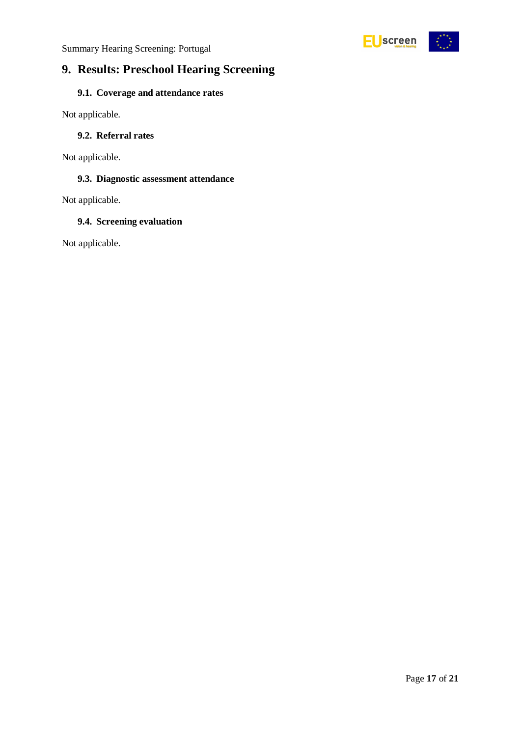## 9. Results: Preschool Hearing Screening

### 9.1. Coverage and attendance rates

Not applicable.

### 9.2. Referral rates

Not applicable.

### 9.3. Diagnostic assessment attendance

Not applicable.

### 9.4. Screening evaluation

Not applicable.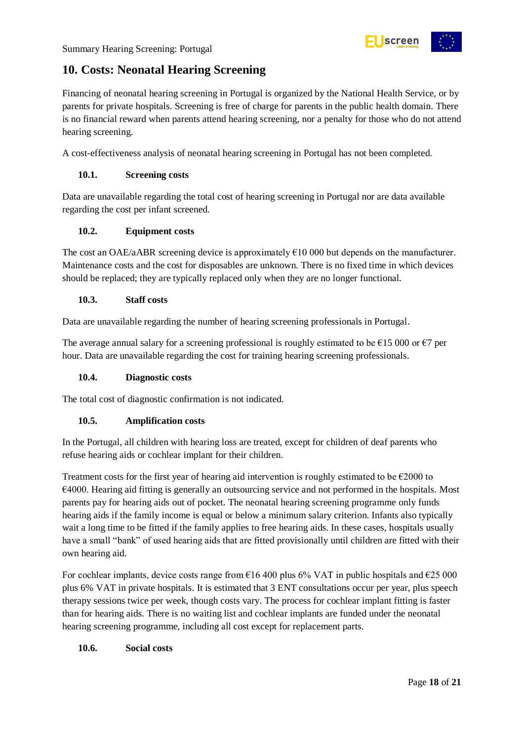## 10. Costs: Neonatal Hearing Screening

Financing of neonatal hearing screening in Portugal is organized by the National Health Service, or by parents for private hospitals. Screening is free of charge for parents in the public health domain. There is no financial reward when parents attend hearing screening, nor a penalty for those who do not attend hearing screening.

A cost-effectiveness analysis of neonatal hearing screening in Portugal has not been completed.

### 10.1. Screening costs

Data are unavailable regarding the total cost of hearing screening in Portugal nor are data available regarding the cost per infant screened.

### 10.2. Equipment costs

The cost an OAE/aABR screening device is approximately €10 000 but depends on the manufacturer. Maintenance costs and the cost for disposables are unknown. There is no fixed time in which devices should be replaced; they are typically replaced only when they are no longer functional.

### 10.3. Staff costs

Data are unavailable regarding the number of hearing screening professionals in Portugal.

The average annual salary for a screening professional is roughly estimated to be €15 000 or €7 per hour. Data are unavailable regarding the cost for training hearing screening professionals.

### 10.4. Diagnostic costs

The total cost of diagnostic confirmation is not indicated.

### 10.5. Amplification costs

In the Portugal, all children with hearing loss are treated, except for children of deaf parents who refuse hearing aids or cochlear implant for their children.

Treatment costs for the first year of hearing aid intervention is roughly estimated to be €2000 to €4000. Hearing aid fitting is generally an outsourcing service and not performed in the hospitals. Most parents pay for hearing aids out of pocket. The neonatal hearing screening programme only funds hearing aids if the family income is equal or below a minimum salary criterion. Infants also typically wait a long time to be fitted if the family applies to free hearing aids. In these cases, hospitals usually have a small "bank" of used hearing aids that are fitted provisionally until children are fitted with their own hearing aid.

For cochlear implants, device costs range from €16 400 plus 6% VAT in public hospitals and €25 000 plus 6% VAT in private hospitals. It is estimated that 3 ENT consultations occur per year, plus speech therapy sessions twice per week, though costs vary. The process for cochlear implant fitting is faster than for hearing aids. There is no waiting list and cochlear implants are funded under the neonatal hearing screening programme, including all cost except for replacement parts.

### 10.6. Social costs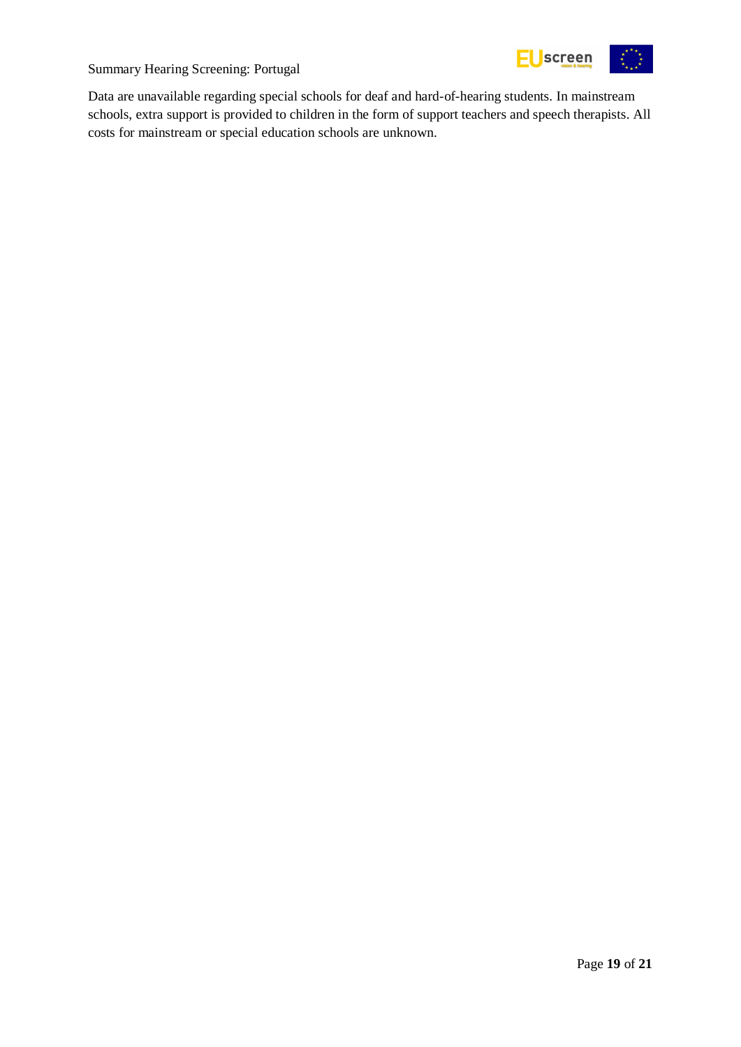Data are unavailable regarding special schools for deaf and hard-of-hearing students. In mainstream schools, extra support is provided to children in the form of support teachers and speech therapists. All costs for mainstream or special education schools are unknown.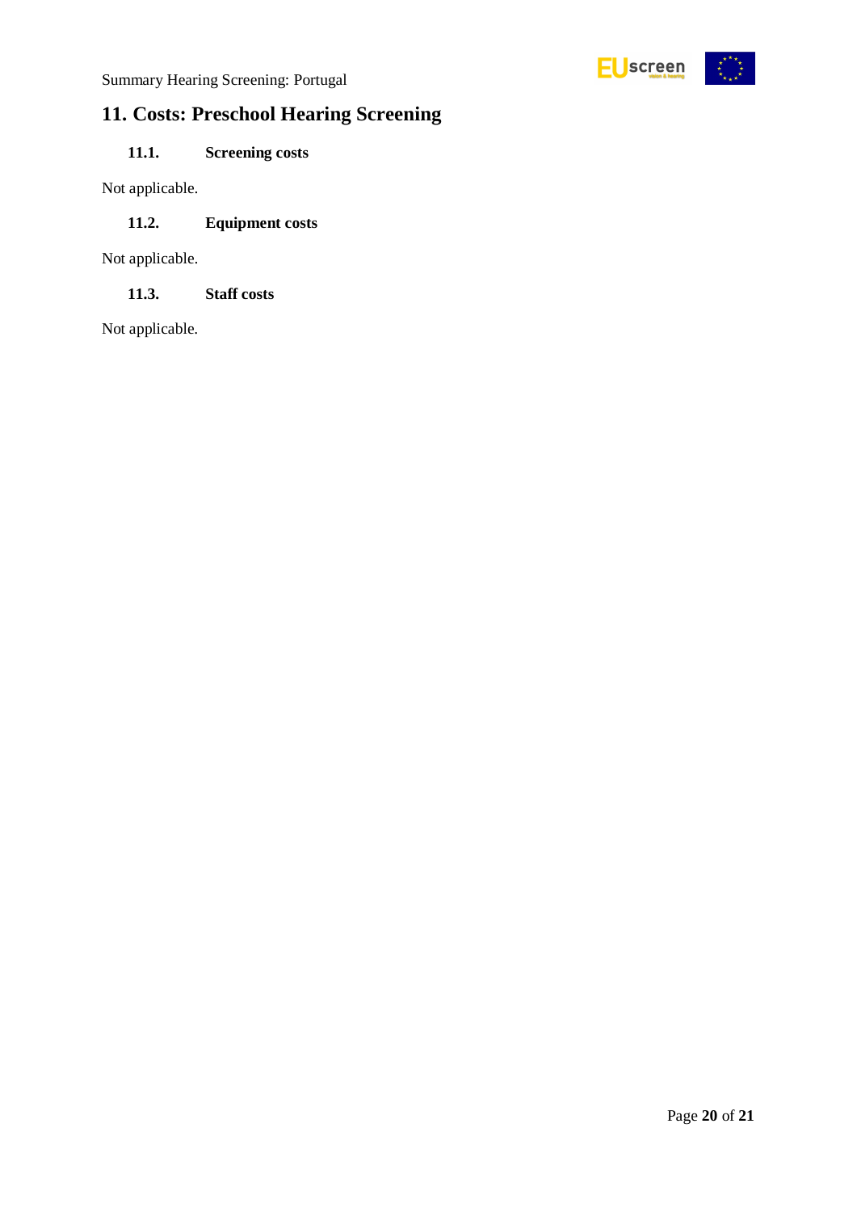## 11. Costs: Preschool Hearing Screening

### 11.1. Screening costs

Not applicable.

### 11.2. Equipment costs

Not applicable.

### 11.3. Staff costs

Not applicable.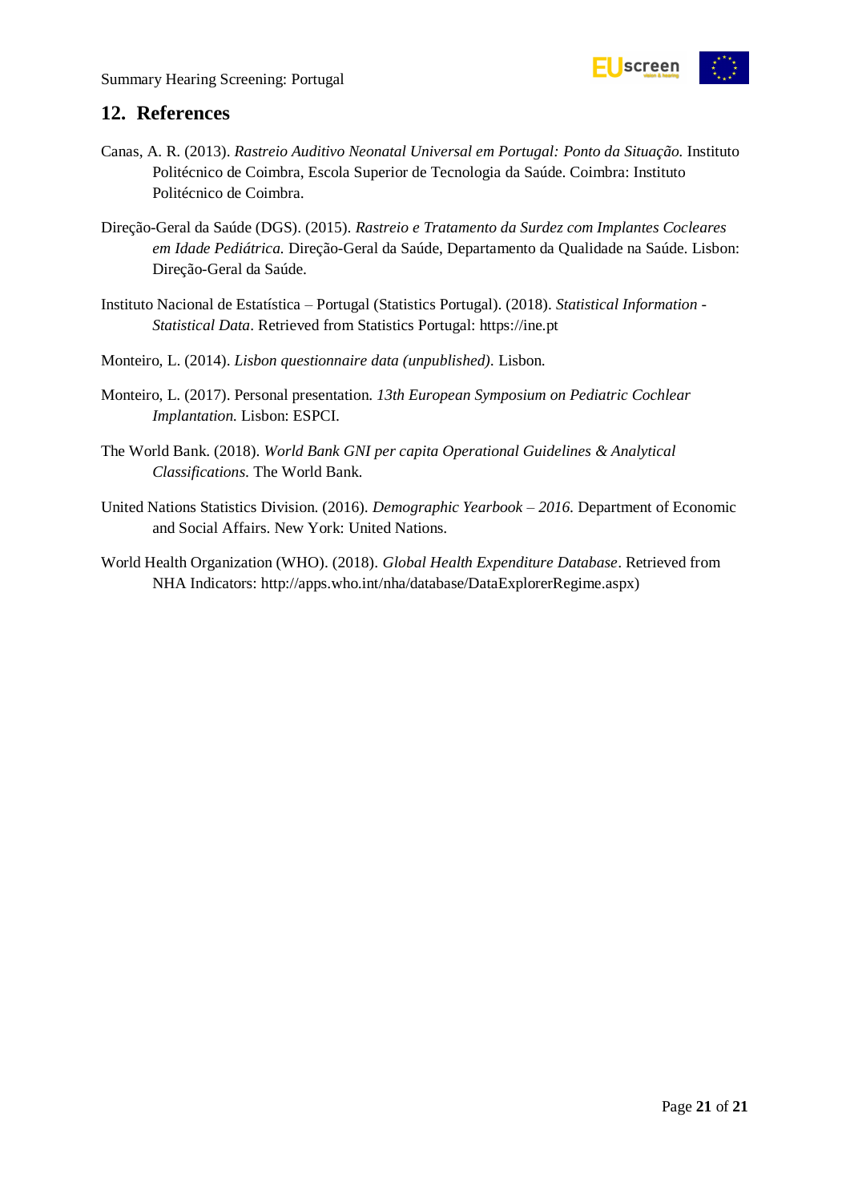## 12. References

Canas, A. R. (2013). *Rastreio Auditivo Neonatal Universal em Portugal: Ponto da Situação.* Instituto Politécnico de Coimbra, Escola Superior de Tecnologia da Saúde. Coimbra: Instituto Politécnico de Coimbra.

Direção-Geral da Saúde (DGS). (2015). *Rastreio e Tratamento da Surdez com Implantes Cocleares em Idade Pediátrica.* Direção-Geral da Saúde, Departamento da Qualidade na Saúde. Lisbon: Direção-Geral da Saúde.

Instituto Nacional de Estatística – Portugal (Statistics Portugal). (2018). *Statistical Information - Statistical Data*. Retrieved from Statistics Portugal: https://ine.pt

Monteiro, L. (2014). *Lisbon questionnaire data (unpublished).* Lisbon.

Monteiro, L. (2017). Personal presentation. *13th European Symposium on Pediatric Cochlear Implantation.* Lisbon: ESPCI.

The World Bank. (2018). *World Bank GNI per capita Operational Guidelines & Analytical Classifications.* The World Bank.

United Nations Statistics Division. (2016). *Demographic Yearbook – 2016.* Department of Economic and Social Affairs. New York: United Nations.

World Health Organization (WHO). (2018). *Global Health Expenditure Database*. Retrieved from NHA Indicators: http://apps.who.int/nha/database/DataExplorerRegime.aspx)